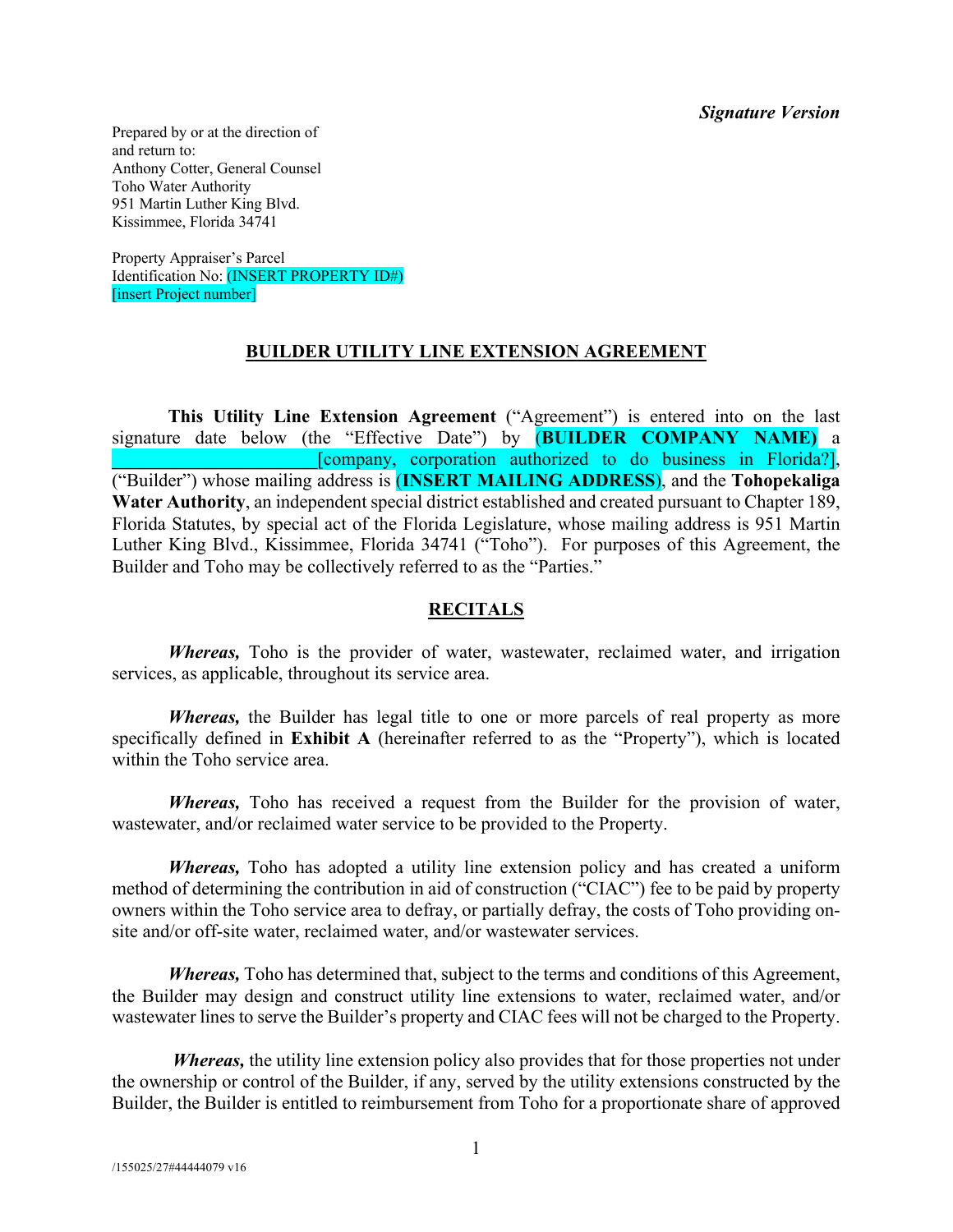*Signature Version*

Prepared by or at the direction of
and return to:
Anthony Cotter, General Counsel
Toho Water Authority
951 Martin Luther King Blvd.
Kissimmee, Florida 34741

Property Appraiser's Parcel
Identification No: (INSERT PROPERTY ID#)
[insert Project number]

## BUILDER UTILITY LINE EXTENSION AGREEMENT

**This Utility Line Extension Agreement** ("Agreement") is entered into on the last signature date below (the "Effective Date") by **(BUILDER COMPANY NAME)** a ______________________[company, corporation authorized to do business in Florida?], ("Builder") whose mailing address is (**INSERT MAILING ADDRESS**), and the **Tohopekaliga Water Authority**, an independent special district established and created pursuant to Chapter 189, Florida Statutes, by special act of the Florida Legislature, whose mailing address is 951 Martin Luther King Blvd., Kissimmee, Florida 34741 ("Toho"). For purposes of this Agreement, the Builder and Toho may be collectively referred to as the "Parties."

## RECITALS

***Whereas,*** Toho is the provider of water, wastewater, reclaimed water, and irrigation services, as applicable, throughout its service area.

***Whereas,*** the Builder has legal title to one or more parcels of real property as more specifically defined in **Exhibit A** (hereinafter referred to as the "Property"), which is located within the Toho service area.

***Whereas,*** Toho has received a request from the Builder for the provision of water, wastewater, and/or reclaimed water service to be provided to the Property.

***Whereas,*** Toho has adopted a utility line extension policy and has created a uniform method of determining the contribution in aid of construction ("CIAC") fee to be paid by property owners within the Toho service area to defray, or partially defray, the costs of Toho providing on-site and/or off-site water, reclaimed water, and/or wastewater services.

***Whereas,*** Toho has determined that, subject to the terms and conditions of this Agreement, the Builder may design and construct utility line extensions to water, reclaimed water, and/or wastewater lines to serve the Builder's property and CIAC fees will not be charged to the Property.

***Whereas,*** the utility line extension policy also provides that for those properties not under the ownership or control of the Builder, if any, served by the utility extensions constructed by the Builder, the Builder is entitled to reimbursement from Toho for a proportionate share of approved

/155025/27#44444079 v16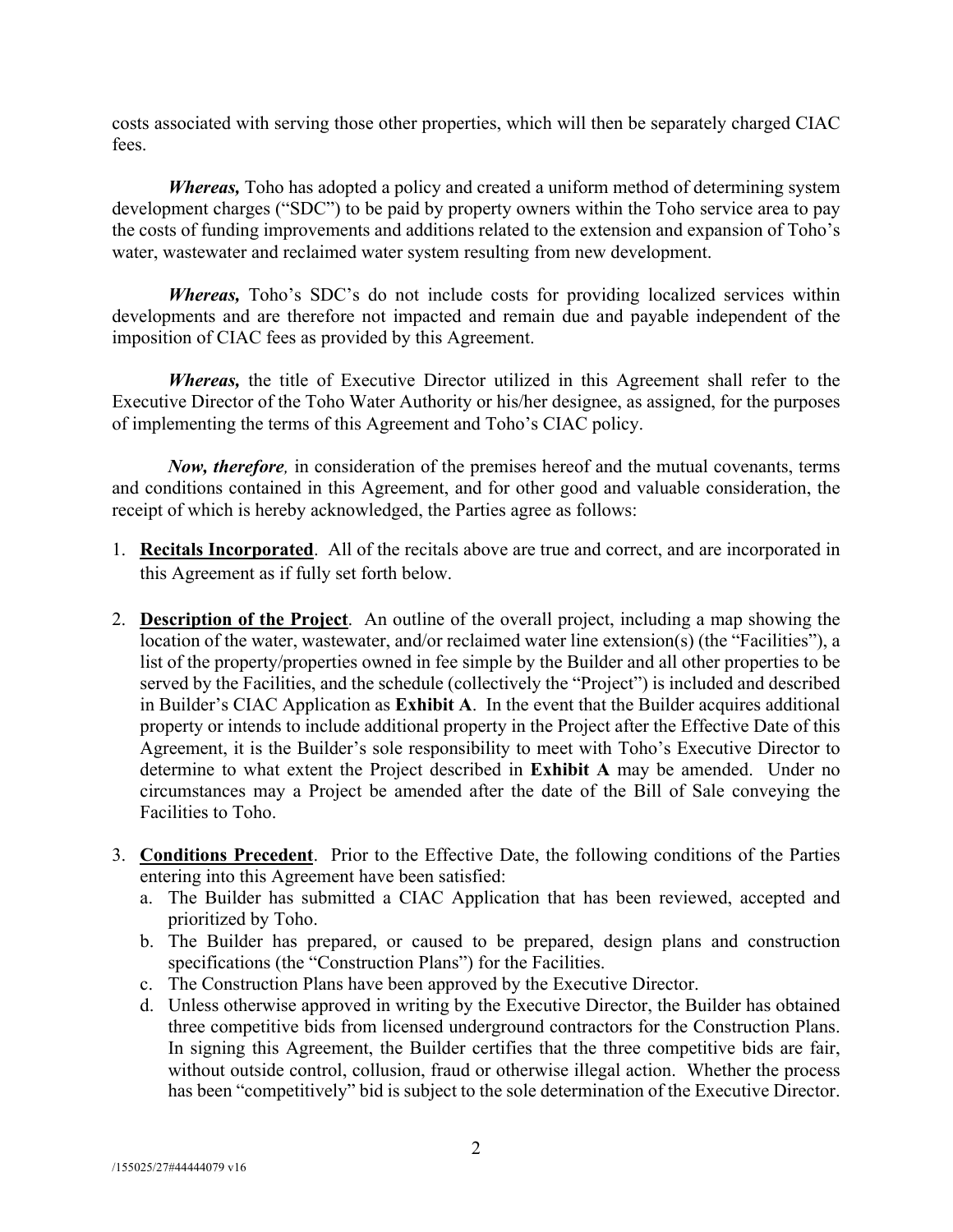costs associated with serving those other properties, which will then be separately charged CIAC fees.

***Whereas,*** Toho has adopted a policy and created a uniform method of determining system development charges ("SDC") to be paid by property owners within the Toho service area to pay the costs of funding improvements and additions related to the extension and expansion of Toho's water, wastewater and reclaimed water system resulting from new development.

***Whereas,*** Toho's SDC's do not include costs for providing localized services within developments and are therefore not impacted and remain due and payable independent of the imposition of CIAC fees as provided by this Agreement.

***Whereas,*** the title of Executive Director utilized in this Agreement shall refer to the Executive Director of the Toho Water Authority or his/her designee, as assigned, for the purposes of implementing the terms of this Agreement and Toho's CIAC policy.

***Now, therefore,*** in consideration of the premises hereof and the mutual covenants, terms and conditions contained in this Agreement, and for other good and valuable consideration, the receipt of which is hereby acknowledged, the Parties agree as follows:

1. **Recitals Incorporated**. All of the recitals above are true and correct, and are incorporated in this Agreement as if fully set forth below.

2. **Description of the Project**. An outline of the overall project, including a map showing the location of the water, wastewater, and/or reclaimed water line extension(s) (the "Facilities"), a list of the property/properties owned in fee simple by the Builder and all other properties to be served by the Facilities, and the schedule (collectively the "Project") is included and described in Builder's CIAC Application as **Exhibit A**. In the event that the Builder acquires additional property or intends to include additional property in the Project after the Effective Date of this Agreement, it is the Builder's sole responsibility to meet with Toho's Executive Director to determine to what extent the Project described in **Exhibit A** may be amended. Under no circumstances may a Project be amended after the date of the Bill of Sale conveying the Facilities to Toho.

3. **Conditions Precedent**. Prior to the Effective Date, the following conditions of the Parties entering into this Agreement have been satisfied:
   a. The Builder has submitted a CIAC Application that has been reviewed, accepted and prioritized by Toho.
   b. The Builder has prepared, or caused to be prepared, design plans and construction specifications (the "Construction Plans") for the Facilities.
   c. The Construction Plans have been approved by the Executive Director.
   d. Unless otherwise approved in writing by the Executive Director, the Builder has obtained three competitive bids from licensed underground contractors for the Construction Plans. In signing this Agreement, the Builder certifies that the three competitive bids are fair, without outside control, collusion, fraud or otherwise illegal action. Whether the process has been "competitively" bid is subject to the sole determination of the Executive Director.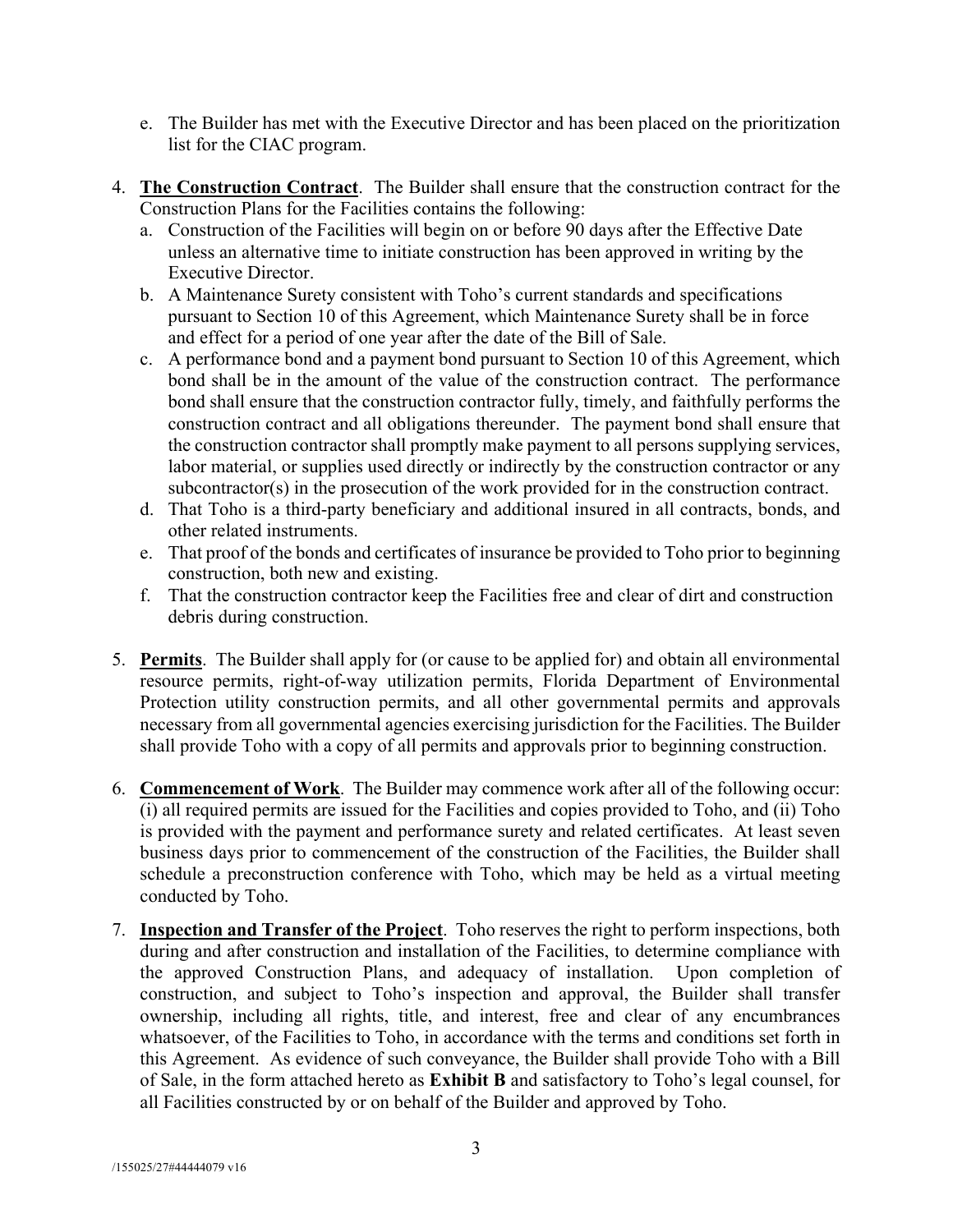e. The Builder has met with the Executive Director and has been placed on the prioritization list for the CIAC program.

4. **<u>The Construction Contract</u>**. The Builder shall ensure that the construction contract for the Construction Plans for the Facilities contains the following:
   a. Construction of the Facilities will begin on or before 90 days after the Effective Date unless an alternative time to initiate construction has been approved in writing by the Executive Director.
   b. A Maintenance Surety consistent with Toho's current standards and specifications pursuant to Section 10 of this Agreement, which Maintenance Surety shall be in force and effect for a period of one year after the date of the Bill of Sale.
   c. A performance bond and a payment bond pursuant to Section 10 of this Agreement, which bond shall be in the amount of the value of the construction contract. The performance bond shall ensure that the construction contractor fully, timely, and faithfully performs the construction contract and all obligations thereunder. The payment bond shall ensure that the construction contractor shall promptly make payment to all persons supplying services, labor material, or supplies used directly or indirectly by the construction contractor or any subcontractor(s) in the prosecution of the work provided for in the construction contract.
   d. That Toho is a third-party beneficiary and additional insured in all contracts, bonds, and other related instruments.
   e. That proof of the bonds and certificates of insurance be provided to Toho prior to beginning construction, both new and existing.
   f. That the construction contractor keep the Facilities free and clear of dirt and construction debris during construction.

5. **<u>Permits</u>**. The Builder shall apply for (or cause to be applied for) and obtain all environmental resource permits, right-of-way utilization permits, Florida Department of Environmental Protection utility construction permits, and all other governmental permits and approvals necessary from all governmental agencies exercising jurisdiction for the Facilities. The Builder shall provide Toho with a copy of all permits and approvals prior to beginning construction.

6. **<u>Commencement of Work</u>**. The Builder may commence work after all of the following occur: (i) all required permits are issued for the Facilities and copies provided to Toho, and (ii) Toho is provided with the payment and performance surety and related certificates. At least seven business days prior to commencement of the construction of the Facilities, the Builder shall schedule a preconstruction conference with Toho, which may be held as a virtual meeting conducted by Toho.

7. **<u>Inspection and Transfer of the Project</u>**. Toho reserves the right to perform inspections, both during and after construction and installation of the Facilities, to determine compliance with the approved Construction Plans, and adequacy of installation. Upon completion of construction, and subject to Toho's inspection and approval, the Builder shall transfer ownership, including all rights, title, and interest, free and clear of any encumbrances whatsoever, of the Facilities to Toho, in accordance with the terms and conditions set forth in this Agreement. As evidence of such conveyance, the Builder shall provide Toho with a Bill of Sale, in the form attached hereto as **Exhibit B** and satisfactory to Toho's legal counsel, for all Facilities constructed by or on behalf of the Builder and approved by Toho.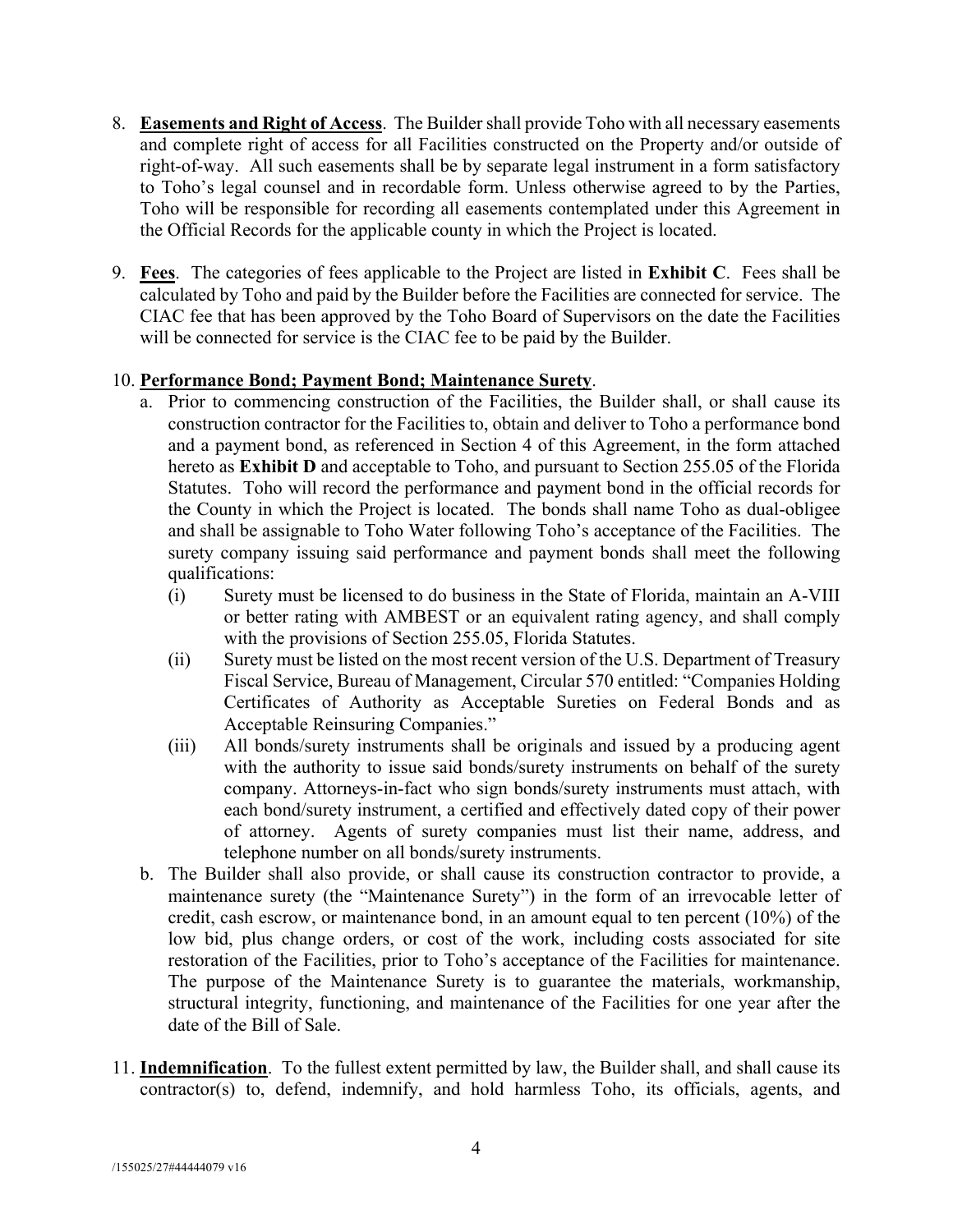8. **Easements and Right of Access**. The Builder shall provide Toho with all necessary easements and complete right of access for all Facilities constructed on the Property and/or outside of right-of-way. All such easements shall be by separate legal instrument in a form satisfactory to Toho's legal counsel and in recordable form. Unless otherwise agreed to by the Parties, Toho will be responsible for recording all easements contemplated under this Agreement in the Official Records for the applicable county in which the Project is located.

9. **Fees**. The categories of fees applicable to the Project are listed in **Exhibit C**. Fees shall be calculated by Toho and paid by the Builder before the Facilities are connected for service. The CIAC fee that has been approved by the Toho Board of Supervisors on the date the Facilities will be connected for service is the CIAC fee to be paid by the Builder.

10. **Performance Bond; Payment Bond; Maintenance Surety**.
    a. Prior to commencing construction of the Facilities, the Builder shall, or shall cause its construction contractor for the Facilities to, obtain and deliver to Toho a performance bond and a payment bond, as referenced in Section 4 of this Agreement, in the form attached hereto as **Exhibit D** and acceptable to Toho, and pursuant to Section 255.05 of the Florida Statutes. Toho will record the performance and payment bond in the official records for the County in which the Project is located. The bonds shall name Toho as dual-obligee and shall be assignable to Toho Water following Toho's acceptance of the Facilities. The surety company issuing said performance and payment bonds shall meet the following qualifications:
        (i) Surety must be licensed to do business in the State of Florida, maintain an A-VIII or better rating with AMBEST or an equivalent rating agency, and shall comply with the provisions of Section 255.05, Florida Statutes.
        (ii) Surety must be listed on the most recent version of the U.S. Department of Treasury Fiscal Service, Bureau of Management, Circular 570 entitled: "Companies Holding Certificates of Authority as Acceptable Sureties on Federal Bonds and as Acceptable Reinsuring Companies."
        (iii) All bonds/surety instruments shall be originals and issued by a producing agent with the authority to issue said bonds/surety instruments on behalf of the surety company. Attorneys-in-fact who sign bonds/surety instruments must attach, with each bond/surety instrument, a certified and effectively dated copy of their power of attorney. Agents of surety companies must list their name, address, and telephone number on all bonds/surety instruments.

    b. The Builder shall also provide, or shall cause its construction contractor to provide, a maintenance surety (the "Maintenance Surety") in the form of an irrevocable letter of credit, cash escrow, or maintenance bond, in an amount equal to ten percent (10%) of the low bid, plus change orders, or cost of the work, including costs associated for site restoration of the Facilities, prior to Toho's acceptance of the Facilities for maintenance. The purpose of the Maintenance Surety is to guarantee the materials, workmanship, structural integrity, functioning, and maintenance of the Facilities for one year after the date of the Bill of Sale.

11. **Indemnification**. To the fullest extent permitted by law, the Builder shall, and shall cause its contractor(s) to, defend, indemnify, and hold harmless Toho, its officials, agents, and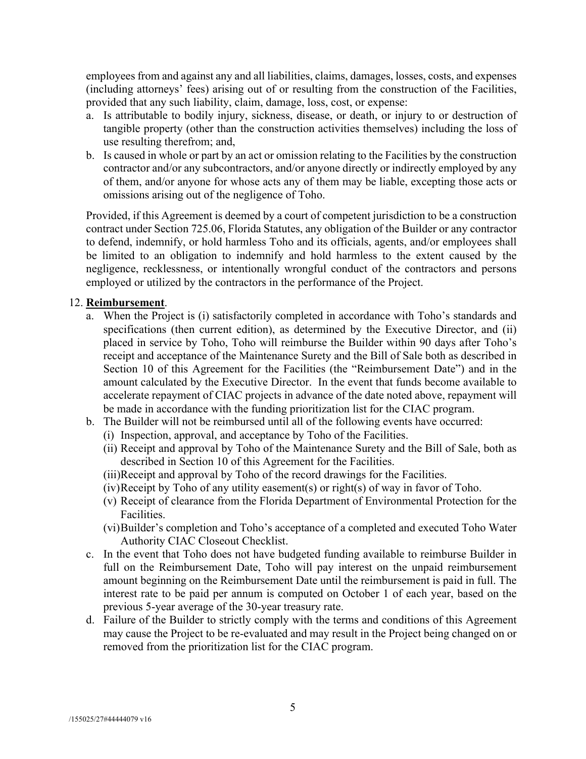employees from and against any and all liabilities, claims, damages, losses, costs, and expenses (including attorneys' fees) arising out of or resulting from the construction of the Facilities, provided that any such liability, claim, damage, loss, cost, or expense:

a. Is attributable to bodily injury, sickness, disease, or death, or injury to or destruction of tangible property (other than the construction activities themselves) including the loss of use resulting therefrom; and,
b. Is caused in whole or part by an act or omission relating to the Facilities by the construction contractor and/or any subcontractors, and/or anyone directly or indirectly employed by any of them, and/or anyone for whose acts any of them may be liable, excepting those acts or omissions arising out of the negligence of Toho.

Provided, if this Agreement is deemed by a court of competent jurisdiction to be a construction contract under Section 725.06, Florida Statutes, any obligation of the Builder or any contractor to defend, indemnify, or hold harmless Toho and its officials, agents, and/or employees shall be limited to an obligation to indemnify and hold harmless to the extent caused by the negligence, recklessness, or intentionally wrongful conduct of the contractors and persons employed or utilized by the contractors in the performance of the Project.

12. **Reimbursement**.
   a. When the Project is (i) satisfactorily completed in accordance with Toho's standards and specifications (then current edition), as determined by the Executive Director, and (ii) placed in service by Toho, Toho will reimburse the Builder within 90 days after Toho's receipt and acceptance of the Maintenance Surety and the Bill of Sale both as described in Section 10 of this Agreement for the Facilities (the "Reimbursement Date") and in the amount calculated by the Executive Director. In the event that funds become available to accelerate repayment of CIAC projects in advance of the date noted above, repayment will be made in accordance with the funding prioritization list for the CIAC program.
   b. The Builder will not be reimbursed until all of the following events have occurred:
      (i) Inspection, approval, and acceptance by Toho of the Facilities.
      (ii) Receipt and approval by Toho of the Maintenance Surety and the Bill of Sale, both as described in Section 10 of this Agreement for the Facilities.
      (iii) Receipt and approval by Toho of the record drawings for the Facilities.
      (iv) Receipt by Toho of any utility easement(s) or right(s) of way in favor of Toho.
      (v) Receipt of clearance from the Florida Department of Environmental Protection for the Facilities.
      (vi) Builder's completion and Toho's acceptance of a completed and executed Toho Water Authority CIAC Closeout Checklist.
   c. In the event that Toho does not have budgeted funding available to reimburse Builder in full on the Reimbursement Date, Toho will pay interest on the unpaid reimbursement amount beginning on the Reimbursement Date until the reimbursement is paid in full. The interest rate to be paid per annum is computed on October 1 of each year, based on the previous 5-year average of the 30-year treasury rate.
   d. Failure of the Builder to strictly comply with the terms and conditions of this Agreement may cause the Project to be re-evaluated and may result in the Project being changed on or removed from the prioritization list for the CIAC program.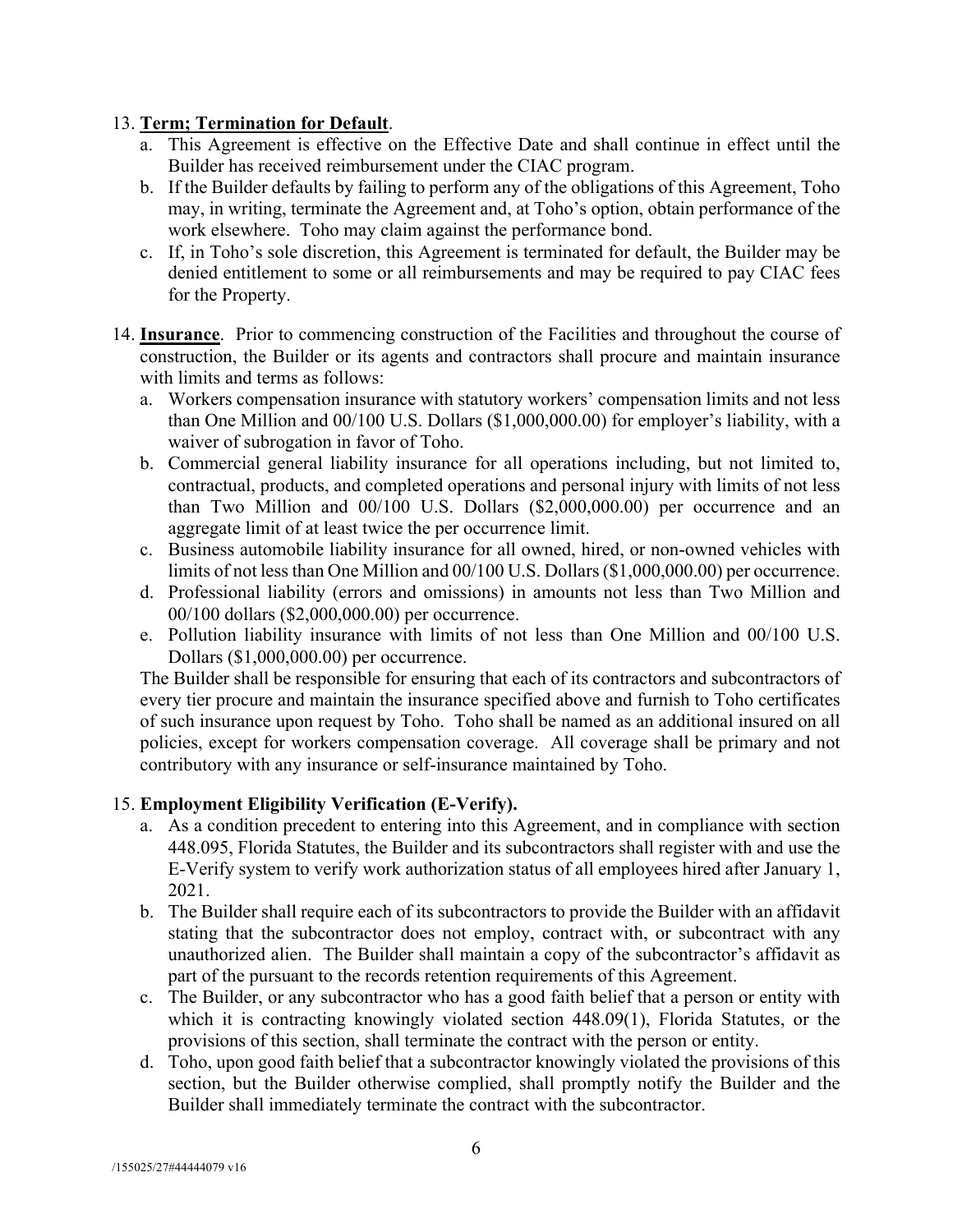13. **Term; Termination for Default**.
    a. This Agreement is effective on the Effective Date and shall continue in effect until the Builder has received reimbursement under the CIAC program.
    b. If the Builder defaults by failing to perform any of the obligations of this Agreement, Toho may, in writing, terminate the Agreement and, at Toho's option, obtain performance of the work elsewhere. Toho may claim against the performance bond.
    c. If, in Toho's sole discretion, this Agreement is terminated for default, the Builder may be denied entitlement to some or all reimbursements and may be required to pay CIAC fees for the Property.

14. **Insurance**. Prior to commencing construction of the Facilities and throughout the course of construction, the Builder or its agents and contractors shall procure and maintain insurance with limits and terms as follows:
    a. Workers compensation insurance with statutory workers' compensation limits and not less than One Million and 00/100 U.S. Dollars ($1,000,000.00) for employer's liability, with a waiver of subrogation in favor of Toho.
    b. Commercial general liability insurance for all operations including, but not limited to, contractual, products, and completed operations and personal injury with limits of not less than Two Million and 00/100 U.S. Dollars ($2,000,000.00) per occurrence and an aggregate limit of at least twice the per occurrence limit.
    c. Business automobile liability insurance for all owned, hired, or non-owned vehicles with limits of not less than One Million and 00/100 U.S. Dollars ($1,000,000.00) per occurrence.
    d. Professional liability (errors and omissions) in amounts not less than Two Million and 00/100 dollars ($2,000,000.00) per occurrence.
    e. Pollution liability insurance with limits of not less than One Million and 00/100 U.S. Dollars ($1,000,000.00) per occurrence.

    The Builder shall be responsible for ensuring that each of its contractors and subcontractors of every tier procure and maintain the insurance specified above and furnish to Toho certificates of such insurance upon request by Toho. Toho shall be named as an additional insured on all policies, except for workers compensation coverage. All coverage shall be primary and not contributory with any insurance or self-insurance maintained by Toho.

15. **Employment Eligibility Verification (E-Verify).**
    a. As a condition precedent to entering into this Agreement, and in compliance with section 448.095, Florida Statutes, the Builder and its subcontractors shall register with and use the E-Verify system to verify work authorization status of all employees hired after January 1, 2021.
    b. The Builder shall require each of its subcontractors to provide the Builder with an affidavit stating that the subcontractor does not employ, contract with, or subcontract with any unauthorized alien. The Builder shall maintain a copy of the subcontractor's affidavit as part of the pursuant to the records retention requirements of this Agreement.
    c. The Builder, or any subcontractor who has a good faith belief that a person or entity with which it is contracting knowingly violated section 448.09(1), Florida Statutes, or the provisions of this section, shall terminate the contract with the person or entity.
    d. Toho, upon good faith belief that a subcontractor knowingly violated the provisions of this section, but the Builder otherwise complied, shall promptly notify the Builder and the Builder shall immediately terminate the contract with the subcontractor.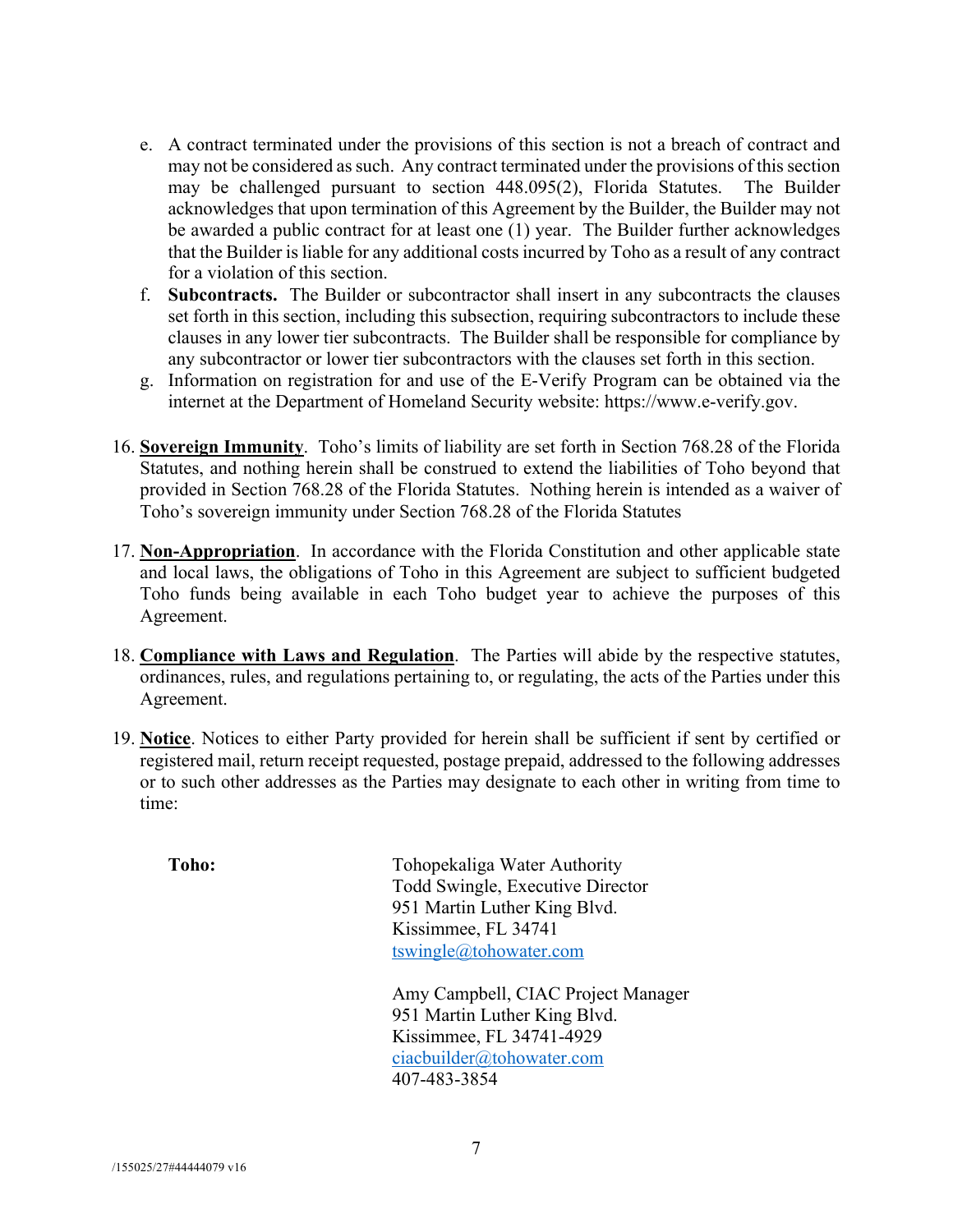e. A contract terminated under the provisions of this section is not a breach of contract and may not be considered as such. Any contract terminated under the provisions of this section may be challenged pursuant to section 448.095(2), Florida Statutes. The Builder acknowledges that upon termination of this Agreement by the Builder, the Builder may not be awarded a public contract for at least one (1) year. The Builder further acknowledges that the Builder is liable for any additional costs incurred by Toho as a result of any contract for a violation of this section.

f. **Subcontracts.** The Builder or subcontractor shall insert in any subcontracts the clauses set forth in this section, including this subsection, requiring subcontractors to include these clauses in any lower tier subcontracts. The Builder shall be responsible for compliance by any subcontractor or lower tier subcontractors with the clauses set forth in this section.

g. Information on registration for and use of the E-Verify Program can be obtained via the internet at the Department of Homeland Security website: https://www.e-verify.gov.

16. **Sovereign Immunity**. Toho's limits of liability are set forth in Section 768.28 of the Florida Statutes, and nothing herein shall be construed to extend the liabilities of Toho beyond that provided in Section 768.28 of the Florida Statutes. Nothing herein is intended as a waiver of Toho's sovereign immunity under Section 768.28 of the Florida Statutes

17. **Non-Appropriation**. In accordance with the Florida Constitution and other applicable state and local laws, the obligations of Toho in this Agreement are subject to sufficient budgeted Toho funds being available in each Toho budget year to achieve the purposes of this Agreement.

18. **Compliance with Laws and Regulation**. The Parties will abide by the respective statutes, ordinances, rules, and regulations pertaining to, or regulating, the acts of the Parties under this Agreement.

19. **Notice**. Notices to either Party provided for herein shall be sufficient if sent by certified or registered mail, return receipt requested, postage prepaid, addressed to the following addresses or to such other addresses as the Parties may designate to each other in writing from time to time:

**Toho:**

Tohopekaliga Water Authority
Todd Swingle, Executive Director
951 Martin Luther King Blvd.
Kissimmee, FL 34741
tswingle@tohowater.com

Amy Campbell, CIAC Project Manager
951 Martin Luther King Blvd.
Kissimmee, FL 34741-4929
ciacbuilder@tohowater.com
407-483-3854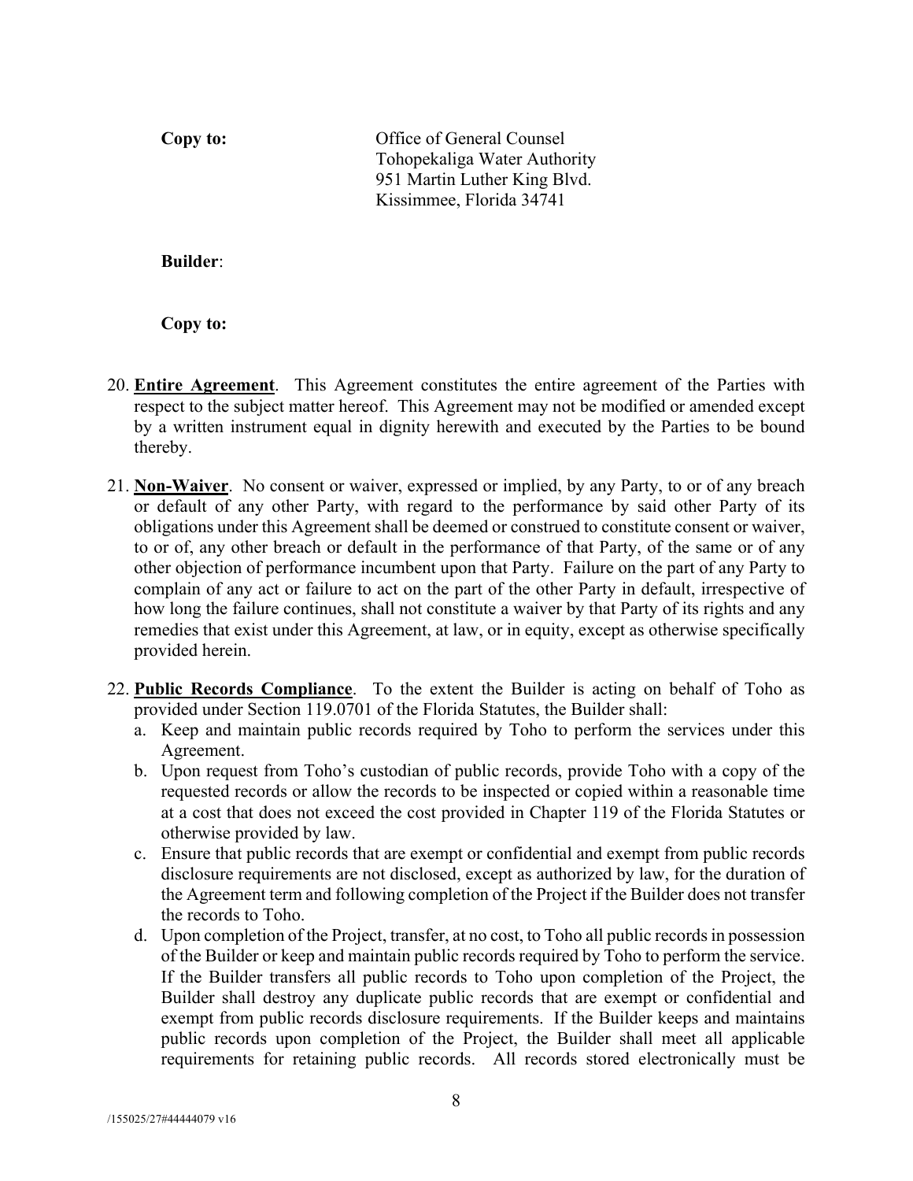**Copy to:** Office of General Counsel
Tohopekaliga Water Authority
951 Martin Luther King Blvd.
Kissimmee, Florida 34741

**Builder**:

**Copy to:**

20. **Entire Agreement**. This Agreement constitutes the entire agreement of the Parties with respect to the subject matter hereof. This Agreement may not be modified or amended except by a written instrument equal in dignity herewith and executed by the Parties to be bound thereby.

21. **Non-Waiver**. No consent or waiver, expressed or implied, by any Party, to or of any breach or default of any other Party, with regard to the performance by said other Party of its obligations under this Agreement shall be deemed or construed to constitute consent or waiver, to or of, any other breach or default in the performance of that Party, of the same or of any other objection of performance incumbent upon that Party. Failure on the part of any Party to complain of any act or failure to act on the part of the other Party in default, irrespective of how long the failure continues, shall not constitute a waiver by that Party of its rights and any remedies that exist under this Agreement, at law, or in equity, except as otherwise specifically provided herein.

22. **Public Records Compliance**. To the extent the Builder is acting on behalf of Toho as provided under Section 119.0701 of the Florida Statutes, the Builder shall:
    a. Keep and maintain public records required by Toho to perform the services under this Agreement.
    b. Upon request from Toho's custodian of public records, provide Toho with a copy of the requested records or allow the records to be inspected or copied within a reasonable time at a cost that does not exceed the cost provided in Chapter 119 of the Florida Statutes or otherwise provided by law.
    c. Ensure that public records that are exempt or confidential and exempt from public records disclosure requirements are not disclosed, except as authorized by law, for the duration of the Agreement term and following completion of the Project if the Builder does not transfer the records to Toho.
    d. Upon completion of the Project, transfer, at no cost, to Toho all public records in possession of the Builder or keep and maintain public records required by Toho to perform the service. If the Builder transfers all public records to Toho upon completion of the Project, the Builder shall destroy any duplicate public records that are exempt or confidential and exempt from public records disclosure requirements. If the Builder keeps and maintains public records upon completion of the Project, the Builder shall meet all applicable requirements for retaining public records. All records stored electronically must be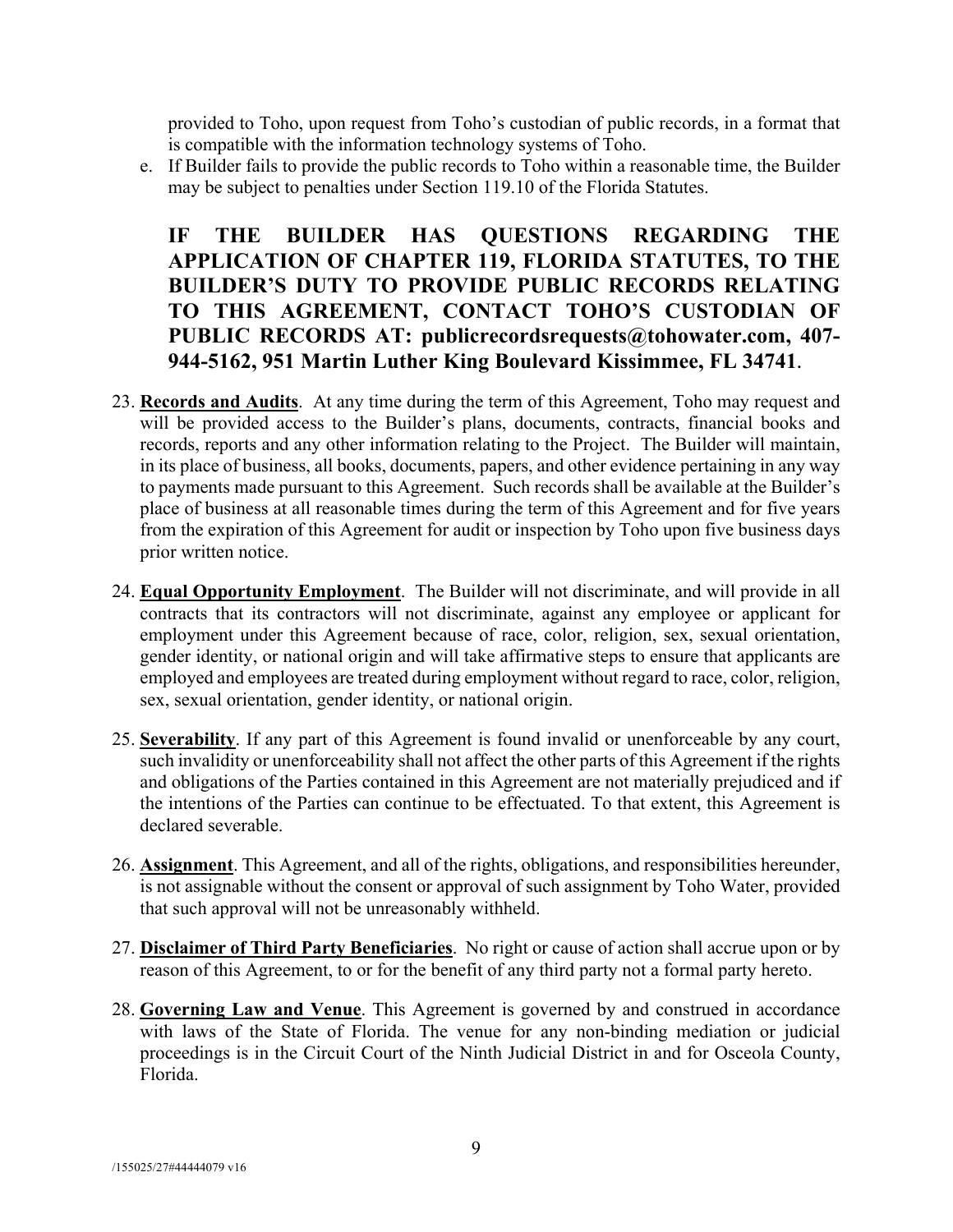provided to Toho, upon request from Toho's custodian of public records, in a format that is compatible with the information technology systems of Toho.

e. If Builder fails to provide the public records to Toho within a reasonable time, the Builder may be subject to penalties under Section 119.10 of the Florida Statutes.

**IF THE BUILDER HAS QUESTIONS REGARDING THE APPLICATION OF CHAPTER 119, FLORIDA STATUTES, TO THE BUILDER'S DUTY TO PROVIDE PUBLIC RECORDS RELATING TO THIS AGREEMENT, CONTACT TOHO'S CUSTODIAN OF PUBLIC RECORDS AT: publicrecordsrequests@tohowater.com, 407-944-5162, 951 Martin Luther King Boulevard Kissimmee, FL 34741**.

23. **Records and Audits**. At any time during the term of this Agreement, Toho may request and will be provided access to the Builder's plans, documents, contracts, financial books and records, reports and any other information relating to the Project. The Builder will maintain, in its place of business, all books, documents, papers, and other evidence pertaining in any way to payments made pursuant to this Agreement. Such records shall be available at the Builder's place of business at all reasonable times during the term of this Agreement and for five years from the expiration of this Agreement for audit or inspection by Toho upon five business days prior written notice.

24. **Equal Opportunity Employment**. The Builder will not discriminate, and will provide in all contracts that its contractors will not discriminate, against any employee or applicant for employment under this Agreement because of race, color, religion, sex, sexual orientation, gender identity, or national origin and will take affirmative steps to ensure that applicants are employed and employees are treated during employment without regard to race, color, religion, sex, sexual orientation, gender identity, or national origin.

25. **Severability**. If any part of this Agreement is found invalid or unenforceable by any court, such invalidity or unenforceability shall not affect the other parts of this Agreement if the rights and obligations of the Parties contained in this Agreement are not materially prejudiced and if the intentions of the Parties can continue to be effectuated. To that extent, this Agreement is declared severable.

26. **Assignment**. This Agreement, and all of the rights, obligations, and responsibilities hereunder, is not assignable without the consent or approval of such assignment by Toho Water, provided that such approval will not be unreasonably withheld.

27. **Disclaimer of Third Party Beneficiaries**. No right or cause of action shall accrue upon or by reason of this Agreement, to or for the benefit of any third party not a formal party hereto.

28. **Governing Law and Venue**. This Agreement is governed by and construed in accordance with laws of the State of Florida. The venue for any non-binding mediation or judicial proceedings is in the Circuit Court of the Ninth Judicial District in and for Osceola County, Florida.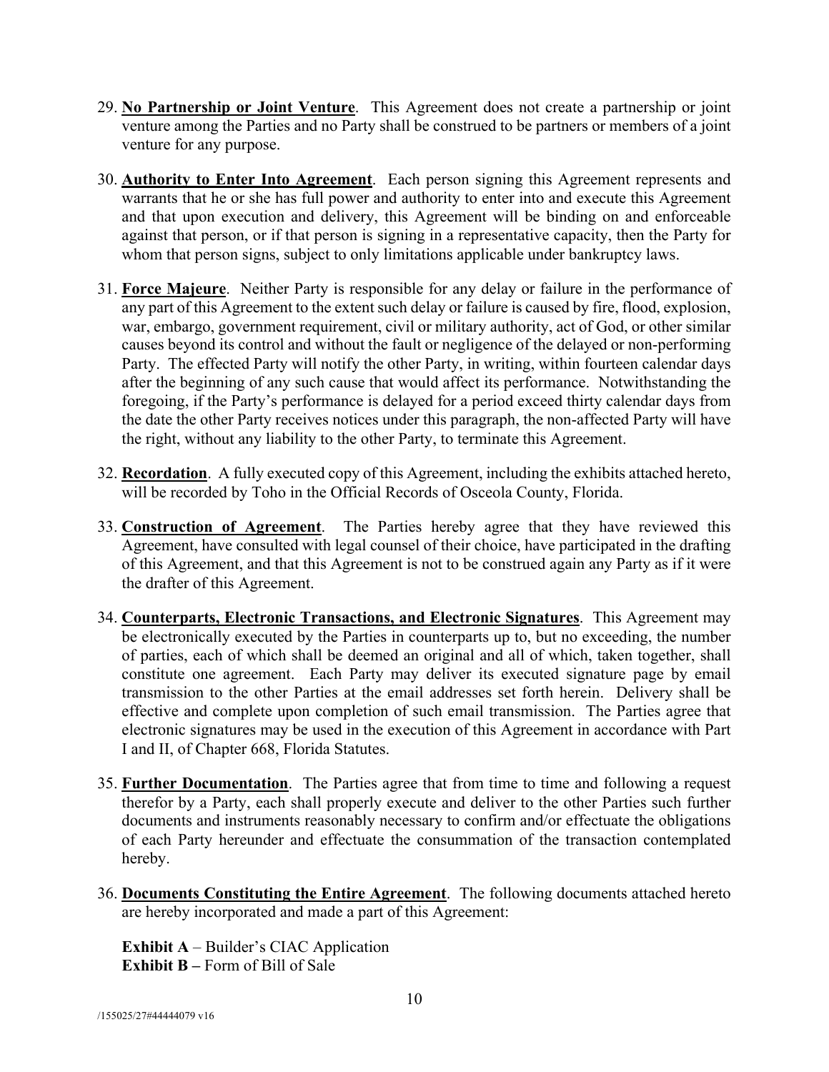29. **No Partnership or Joint Venture**. This Agreement does not create a partnership or joint venture among the Parties and no Party shall be construed to be partners or members of a joint venture for any purpose.

30. **Authority to Enter Into Agreement**. Each person signing this Agreement represents and warrants that he or she has full power and authority to enter into and execute this Agreement and that upon execution and delivery, this Agreement will be binding on and enforceable against that person, or if that person is signing in a representative capacity, then the Party for whom that person signs, subject to only limitations applicable under bankruptcy laws.

31. **Force Majeure**. Neither Party is responsible for any delay or failure in the performance of any part of this Agreement to the extent such delay or failure is caused by fire, flood, explosion, war, embargo, government requirement, civil or military authority, act of God, or other similar causes beyond its control and without the fault or negligence of the delayed or non-performing Party. The effected Party will notify the other Party, in writing, within fourteen calendar days after the beginning of any such cause that would affect its performance. Notwithstanding the foregoing, if the Party's performance is delayed for a period exceed thirty calendar days from the date the other Party receives notices under this paragraph, the non-affected Party will have the right, without any liability to the other Party, to terminate this Agreement.

32. **Recordation**. A fully executed copy of this Agreement, including the exhibits attached hereto, will be recorded by Toho in the Official Records of Osceola County, Florida.

33. **Construction of Agreement**. The Parties hereby agree that they have reviewed this Agreement, have consulted with legal counsel of their choice, have participated in the drafting of this Agreement, and that this Agreement is not to be construed again any Party as if it were the drafter of this Agreement.

34. **Counterparts, Electronic Transactions, and Electronic Signatures**. This Agreement may be electronically executed by the Parties in counterparts up to, but no exceeding, the number of parties, each of which shall be deemed an original and all of which, taken together, shall constitute one agreement. Each Party may deliver its executed signature page by email transmission to the other Parties at the email addresses set forth herein. Delivery shall be effective and complete upon completion of such email transmission. The Parties agree that electronic signatures may be used in the execution of this Agreement in accordance with Part I and II, of Chapter 668, Florida Statutes.

35. **Further Documentation**. The Parties agree that from time to time and following a request therefor by a Party, each shall properly execute and deliver to the other Parties such further documents and instruments reasonably necessary to confirm and/or effectuate the obligations of each Party hereunder and effectuate the consummation of the transaction contemplated hereby.

36. **Documents Constituting the Entire Agreement**. The following documents attached hereto are hereby incorporated and made a part of this Agreement:

    **Exhibit A** – Builder's CIAC Application
    **Exhibit B –** Form of Bill of Sale

/155025/27#44444079 v16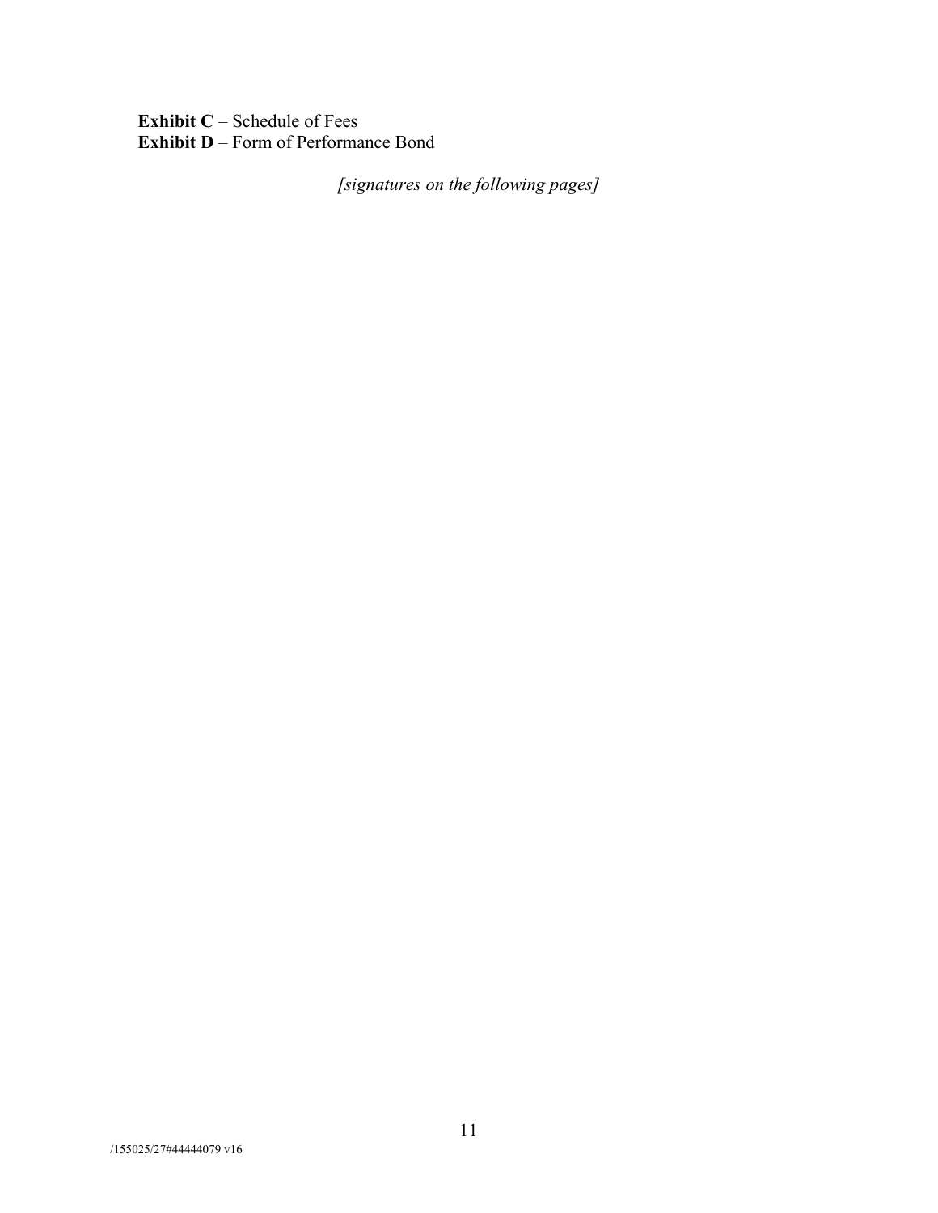**Exhibit C** – Schedule of Fees
**Exhibit D** – Form of Performance Bond

*[signatures on the following pages]*

/155025/27#44444079 v16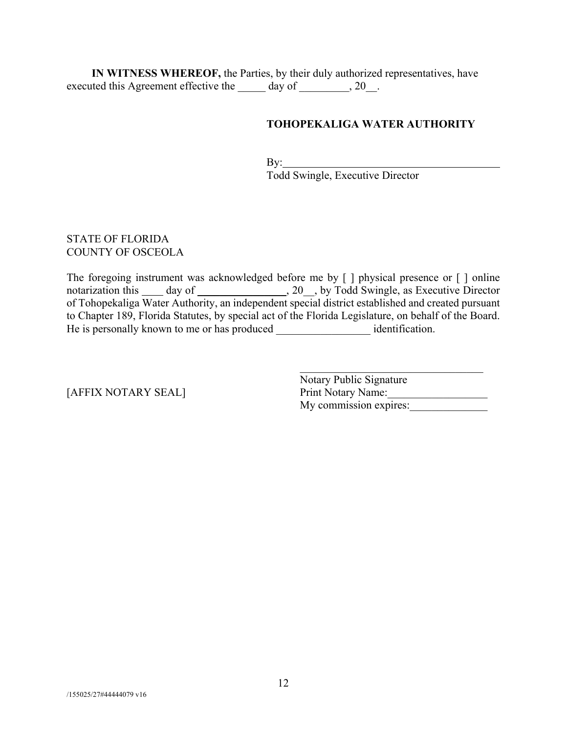**IN WITNESS WHEREOF,** the Parties, by their duly authorized representatives, have executed this Agreement effective the _____ day of _________, 20__.

**TOHOPEKALIGA WATER AUTHORITY**

By:_________________________________________
Todd Swingle, Executive Director

STATE OF FLORIDA
COUNTY OF OSCEOLA

The foregoing instrument was acknowledged before me by [ ] physical presence or [ ] online notarization this ____ day of ________________, 20__, by Todd Swingle, as Executive Director of Tohopekaliga Water Authority, an independent special district established and created pursuant to Chapter 189, Florida Statutes, by special act of the Florida Legislature, on behalf of the Board. He is personally known to me or has produced _________________ identification.

[AFFIX NOTARY SEAL]

___________________________________
Notary Public Signature
Print Notary Name:__________________
My commission expires:______________

/155025/27#44444079 v16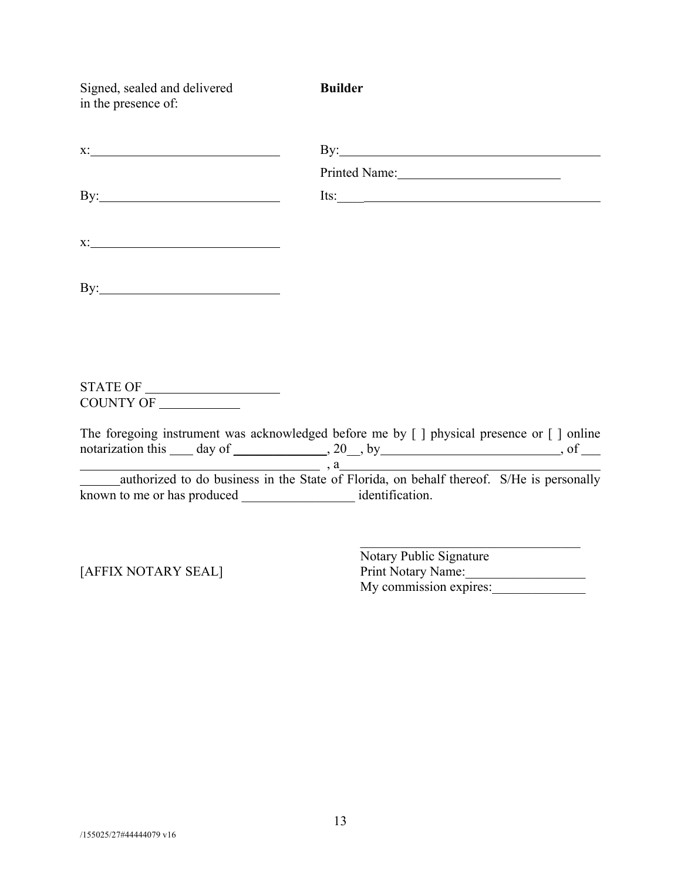| Signed, sealed and delivered in the presence of: | **Builder** |
|---|---|
| x:____________________________ | By:________________________________________ |
| | Printed Name:________________________ |
| By:___________________________ | Its:________________________________________ |
| x:____________________________ | |
| By:___________________________ | |

STATE OF ____________________
COUNTY OF ____________

The foregoing instrument was acknowledged before me by [ ] physical presence or [ ] online notarization this ____ day of ______________, 20__, by ___________________________, of ___ ___________________________________ , a__________________________________________ ______authorized to do business in the State of Florida, on behalf thereof. S/He is personally known to me or has produced _________________ identification.

[AFFIX NOTARY SEAL]

__________________________________
Notary Public Signature
Print Notary Name:__________________
My commission expires:______________

/155025/27#44444079 v16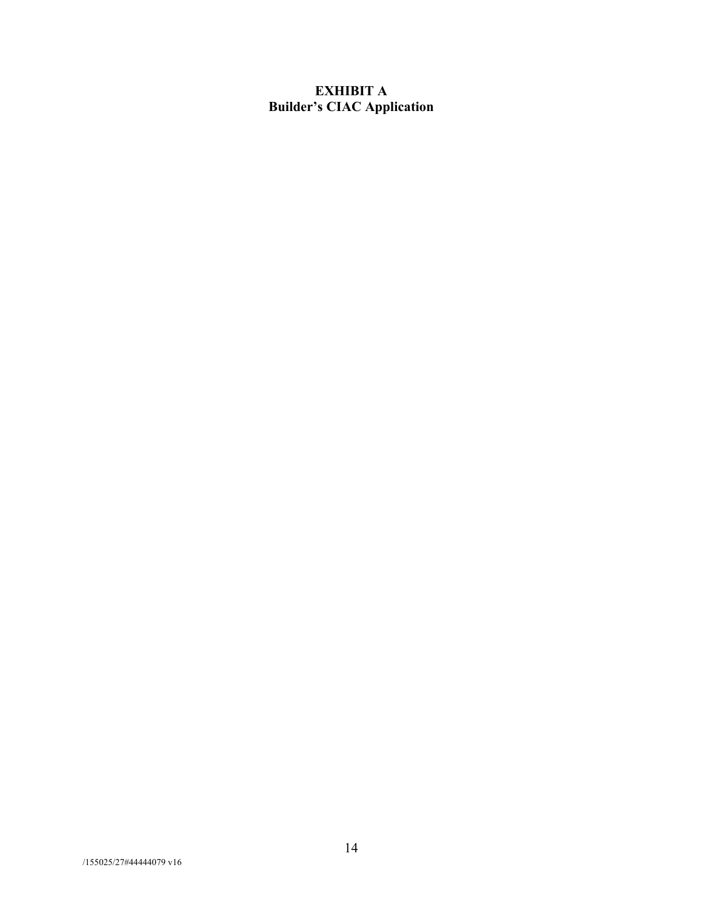# EXHIBIT A
## Builder's CIAC Application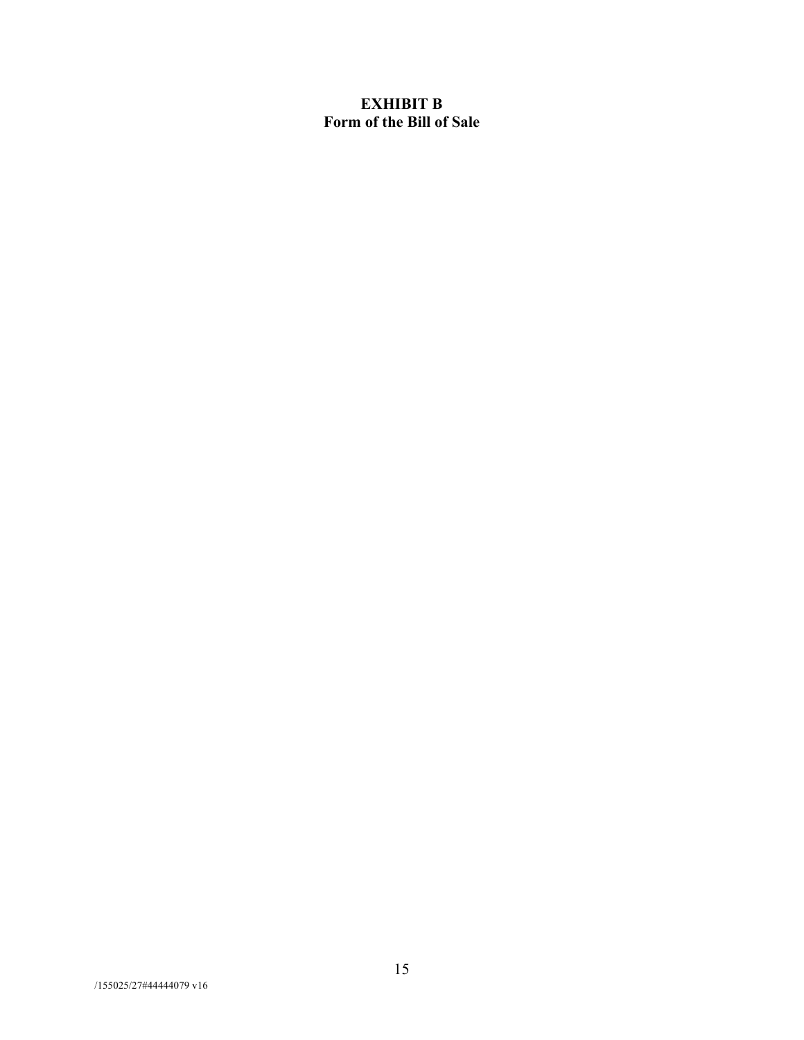# EXHIBIT B
## Form of the Bill of Sale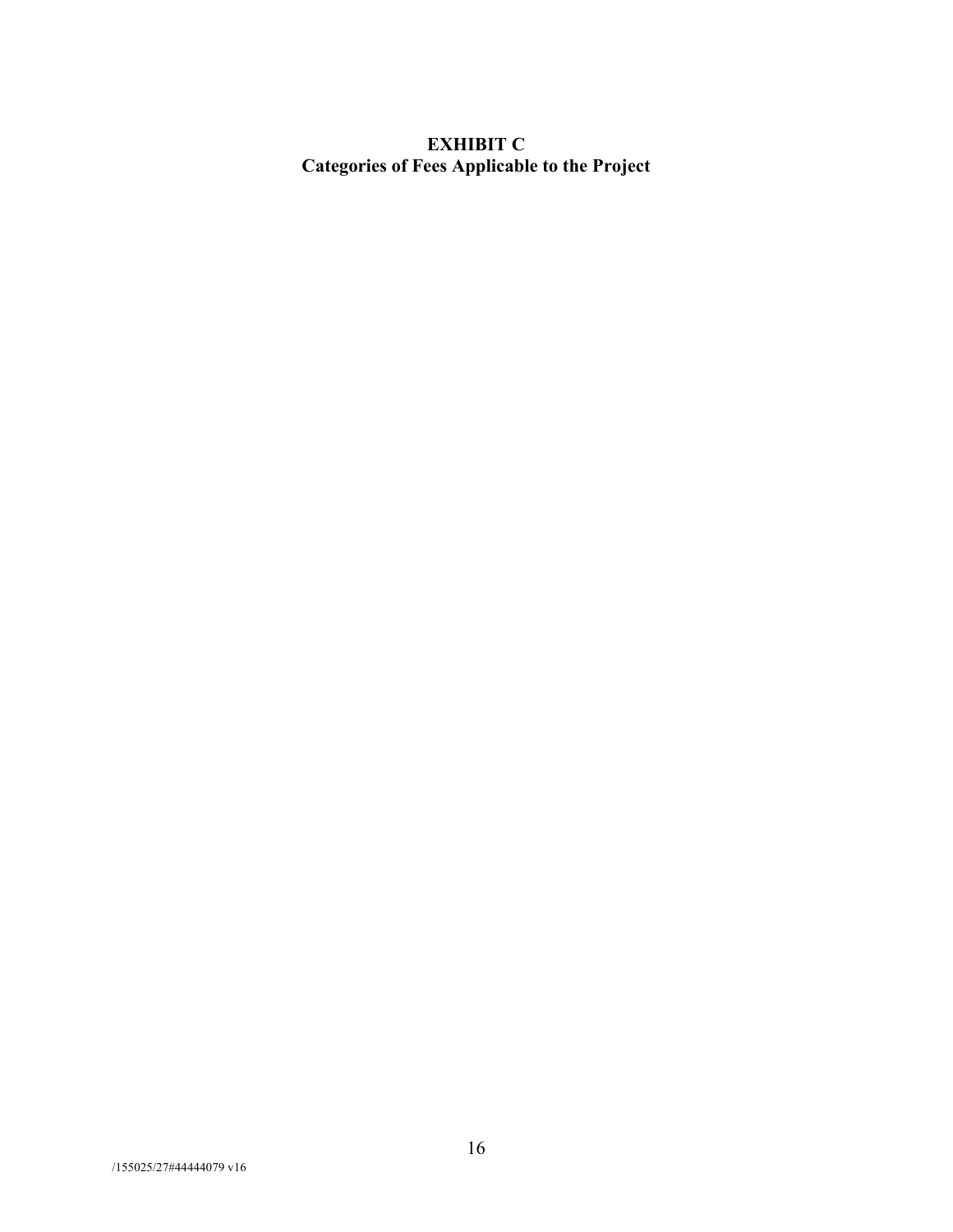**EXHIBIT C**
**Categories of Fees Applicable to the Project**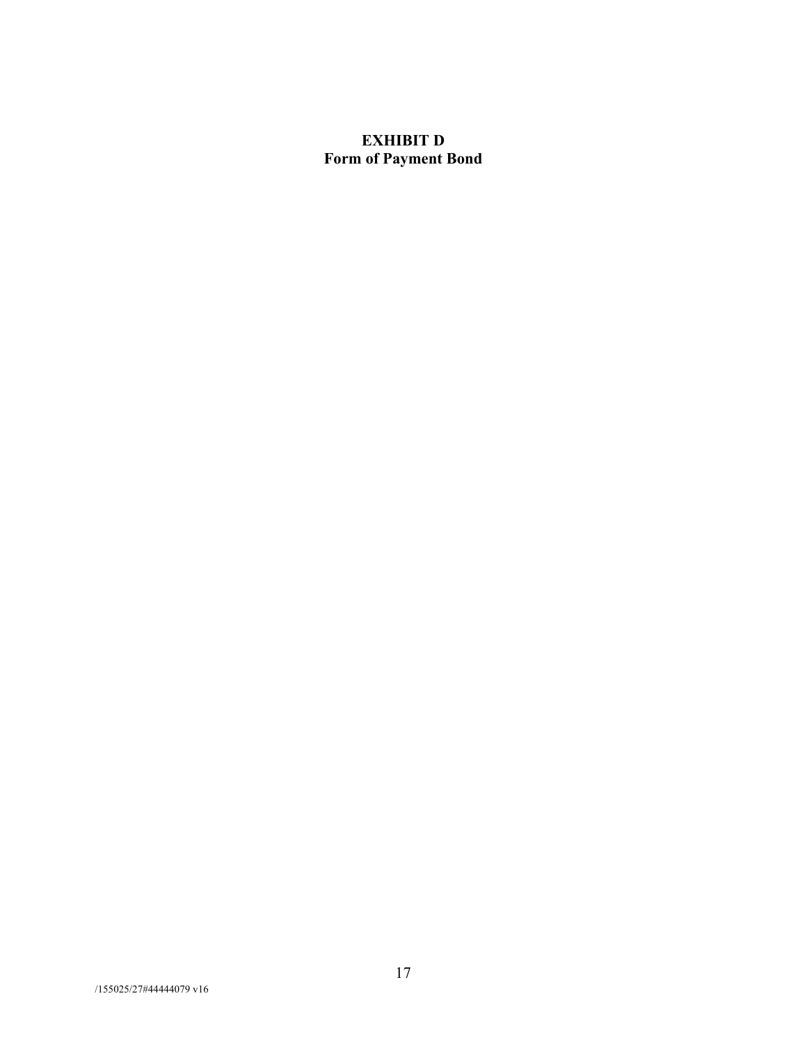**EXHIBIT D**
**Form of Payment Bond**

/155025/27#44444079 v16